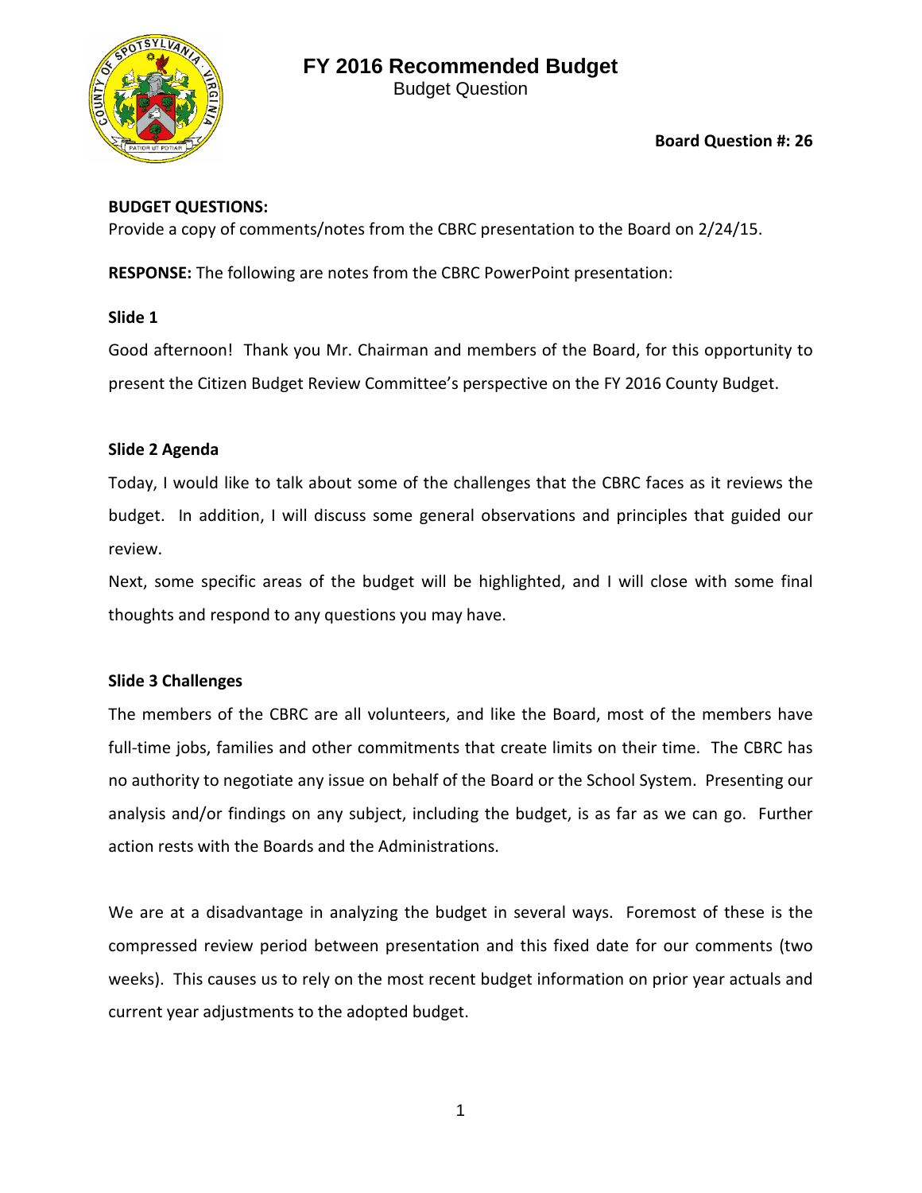# FY 2016 Recommended Budget

Budget Question

**Board Question #: 26**

**BUDGET QUESTIONS:**
Provide a copy of comments/notes from the CBRC presentation to the Board on 2/24/15.

**RESPONSE:** The following are notes from the CBRC PowerPoint presentation:

**Slide 1**

Good afternoon! Thank you Mr. Chairman and members of the Board, for this opportunity to present the Citizen Budget Review Committee's perspective on the FY 2016 County Budget.

**Slide 2 Agenda**

Today, I would like to talk about some of the challenges that the CBRC faces as it reviews the budget. In addition, I will discuss some general observations and principles that guided our review.
Next, some specific areas of the budget will be highlighted, and I will close with some final thoughts and respond to any questions you may have.

**Slide 3 Challenges**

The members of the CBRC are all volunteers, and like the Board, most of the members have full-time jobs, families and other commitments that create limits on their time. The CBRC has no authority to negotiate any issue on behalf of the Board or the School System. Presenting our analysis and/or findings on any subject, including the budget, is as far as we can go. Further action rests with the Boards and the Administrations.

We are at a disadvantage in analyzing the budget in several ways. Foremost of these is the compressed review period between presentation and this fixed date for our comments (two weeks). This causes us to rely on the most recent budget information on prior year actuals and current year adjustments to the adopted budget.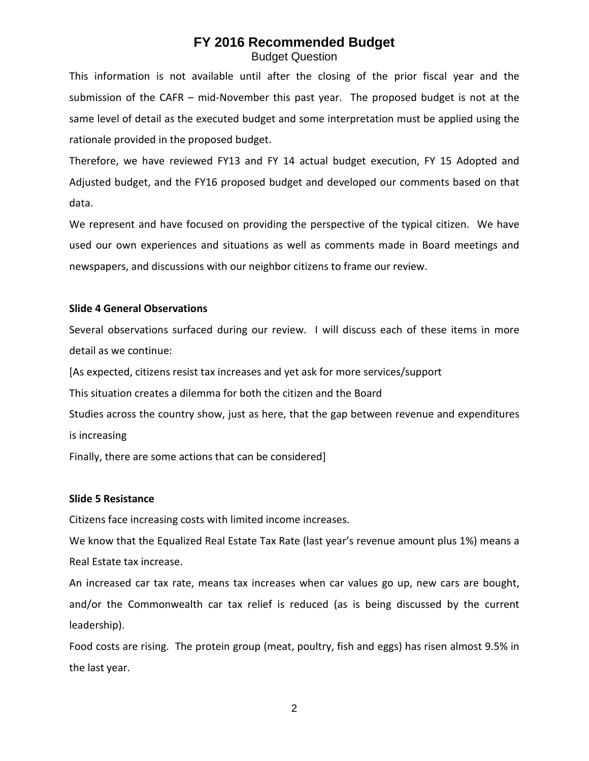This information is not available until after the closing of the prior fiscal year and the submission of the CAFR – mid-November this past year. The proposed budget is not at the same level of detail as the executed budget and some interpretation must be applied using the rationale provided in the proposed budget.

Therefore, we have reviewed FY13 and FY 14 actual budget execution, FY 15 Adopted and Adjusted budget, and the FY16 proposed budget and developed our comments based on that data.

We represent and have focused on providing the perspective of the typical citizen. We have used our own experiences and situations as well as comments made in Board meetings and newspapers, and discussions with our neighbor citizens to frame our review.

**Slide 4 General Observations**

Several observations surfaced during our review. I will discuss each of these items in more detail as we continue:

[As expected, citizens resist tax increases and yet ask for more services/support

This situation creates a dilemma for both the citizen and the Board

Studies across the country show, just as here, that the gap between revenue and expenditures is increasing

Finally, there are some actions that can be considered]

**Slide 5 Resistance**

Citizens face increasing costs with limited income increases.

We know that the Equalized Real Estate Tax Rate (last year's revenue amount plus 1%) means a Real Estate tax increase.

An increased car tax rate, means tax increases when car values go up, new cars are bought, and/or the Commonwealth car tax relief is reduced (as is being discussed by the current leadership).

Food costs are rising. The protein group (meat, poultry, fish and eggs) has risen almost 9.5% in the last year.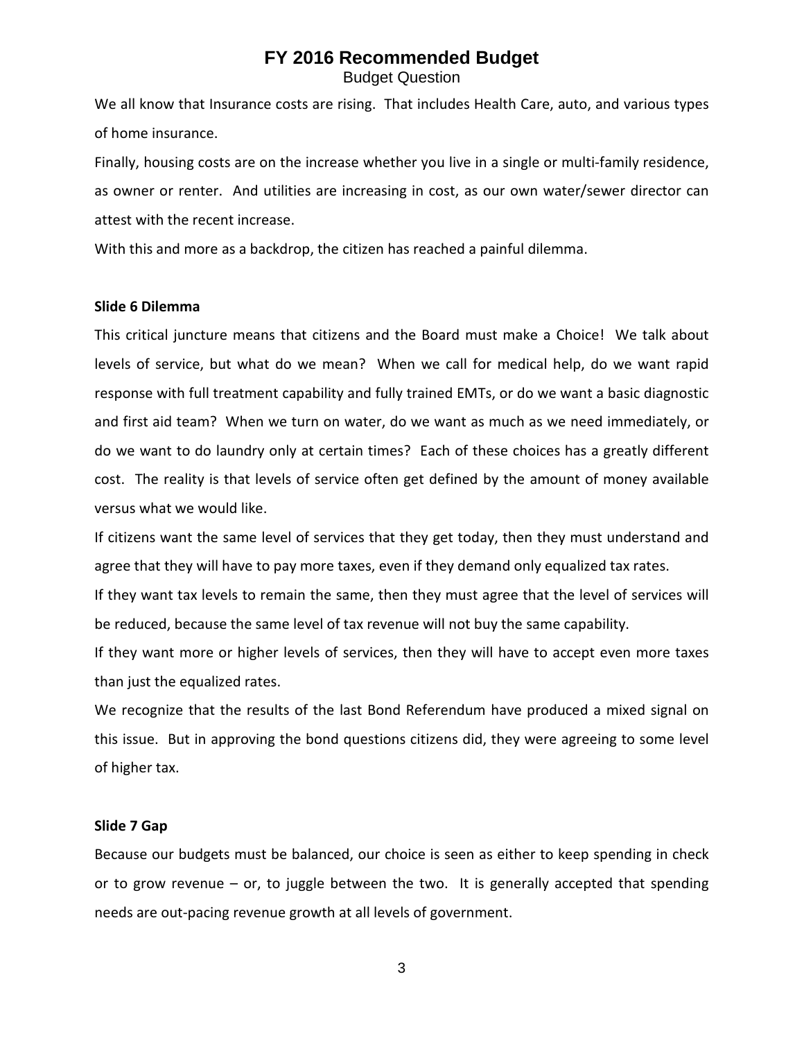We all know that Insurance costs are rising. That includes Health Care, auto, and various types of home insurance.

Finally, housing costs are on the increase whether you live in a single or multi-family residence, as owner or renter. And utilities are increasing in cost, as our own water/sewer director can attest with the recent increase.

With this and more as a backdrop, the citizen has reached a painful dilemma.

**Slide 6 Dilemma**

This critical juncture means that citizens and the Board must make a Choice! We talk about levels of service, but what do we mean? When we call for medical help, do we want rapid response with full treatment capability and fully trained EMTs, or do we want a basic diagnostic and first aid team? When we turn on water, do we want as much as we need immediately, or do we want to do laundry only at certain times? Each of these choices has a greatly different cost. The reality is that levels of service often get defined by the amount of money available versus what we would like.

If citizens want the same level of services that they get today, then they must understand and agree that they will have to pay more taxes, even if they demand only equalized tax rates.

If they want tax levels to remain the same, then they must agree that the level of services will be reduced, because the same level of tax revenue will not buy the same capability.

If they want more or higher levels of services, then they will have to accept even more taxes than just the equalized rates.

We recognize that the results of the last Bond Referendum have produced a mixed signal on this issue. But in approving the bond questions citizens did, they were agreeing to some level of higher tax.

**Slide 7 Gap**

Because our budgets must be balanced, our choice is seen as either to keep spending in check or to grow revenue – or, to juggle between the two. It is generally accepted that spending needs are out-pacing revenue growth at all levels of government.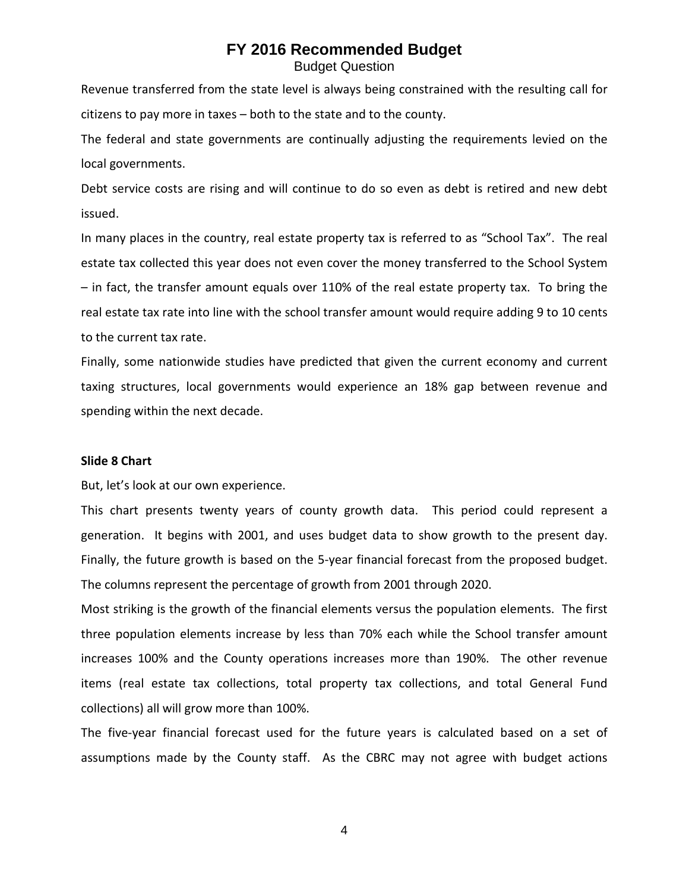Revenue transferred from the state level is always being constrained with the resulting call for citizens to pay more in taxes – both to the state and to the county.

The federal and state governments are continually adjusting the requirements levied on the local governments.

Debt service costs are rising and will continue to do so even as debt is retired and new debt issued.

In many places in the country, real estate property tax is referred to as "School Tax". The real estate tax collected this year does not even cover the money transferred to the School System – in fact, the transfer amount equals over 110% of the real estate property tax. To bring the real estate tax rate into line with the school transfer amount would require adding 9 to 10 cents to the current tax rate.

Finally, some nationwide studies have predicted that given the current economy and current taxing structures, local governments would experience an 18% gap between revenue and spending within the next decade.

**Slide 8 Chart**

But, let's look at our own experience.

This chart presents twenty years of county growth data. This period could represent a generation. It begins with 2001, and uses budget data to show growth to the present day. Finally, the future growth is based on the 5-year financial forecast from the proposed budget. The columns represent the percentage of growth from 2001 through 2020.

Most striking is the growth of the financial elements versus the population elements. The first three population elements increase by less than 70% each while the School transfer amount increases 100% and the County operations increases more than 190%. The other revenue items (real estate tax collections, total property tax collections, and total General Fund collections) all will grow more than 100%.

The five-year financial forecast used for the future years is calculated based on a set of assumptions made by the County staff. As the CBRC may not agree with budget actions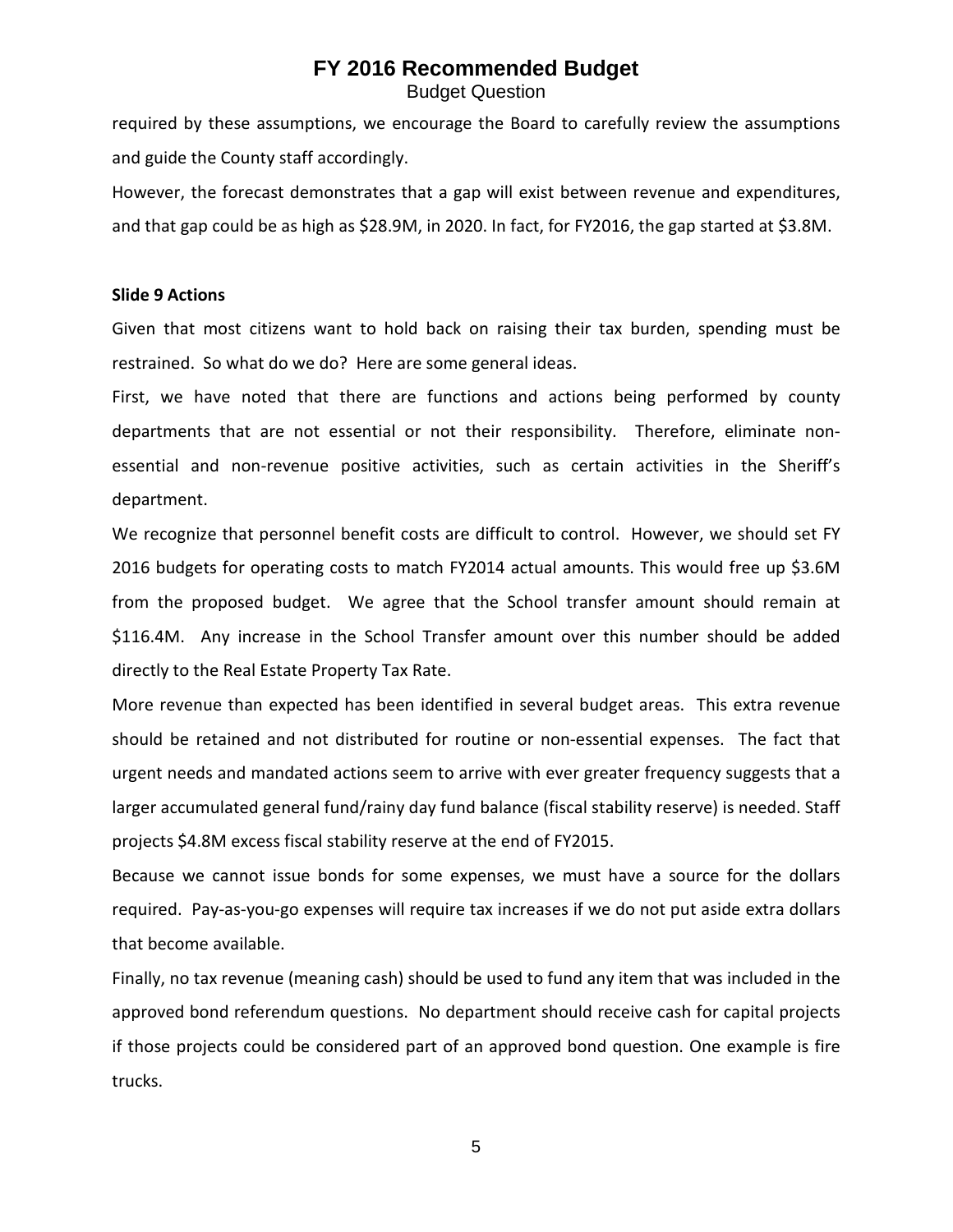required by these assumptions, we encourage the Board to carefully review the assumptions and guide the County staff accordingly.

However, the forecast demonstrates that a gap will exist between revenue and expenditures, and that gap could be as high as $28.9M, in 2020. In fact, for FY2016, the gap started at $3.8M.

**Slide 9 Actions**

Given that most citizens want to hold back on raising their tax burden, spending must be restrained. So what do we do? Here are some general ideas.

First, we have noted that there are functions and actions being performed by county departments that are not essential or not their responsibility. Therefore, eliminate non-essential and non-revenue positive activities, such as certain activities in the Sheriff's department.

We recognize that personnel benefit costs are difficult to control. However, we should set FY 2016 budgets for operating costs to match FY2014 actual amounts. This would free up $3.6M from the proposed budget. We agree that the School transfer amount should remain at $116.4M. Any increase in the School Transfer amount over this number should be added directly to the Real Estate Property Tax Rate.

More revenue than expected has been identified in several budget areas. This extra revenue should be retained and not distributed for routine or non-essential expenses. The fact that urgent needs and mandated actions seem to arrive with ever greater frequency suggests that a larger accumulated general fund/rainy day fund balance (fiscal stability reserve) is needed. Staff projects $4.8M excess fiscal stability reserve at the end of FY2015.

Because we cannot issue bonds for some expenses, we must have a source for the dollars required. Pay-as-you-go expenses will require tax increases if we do not put aside extra dollars that become available.

Finally, no tax revenue (meaning cash) should be used to fund any item that was included in the approved bond referendum questions. No department should receive cash for capital projects if those projects could be considered part of an approved bond question. One example is fire trucks.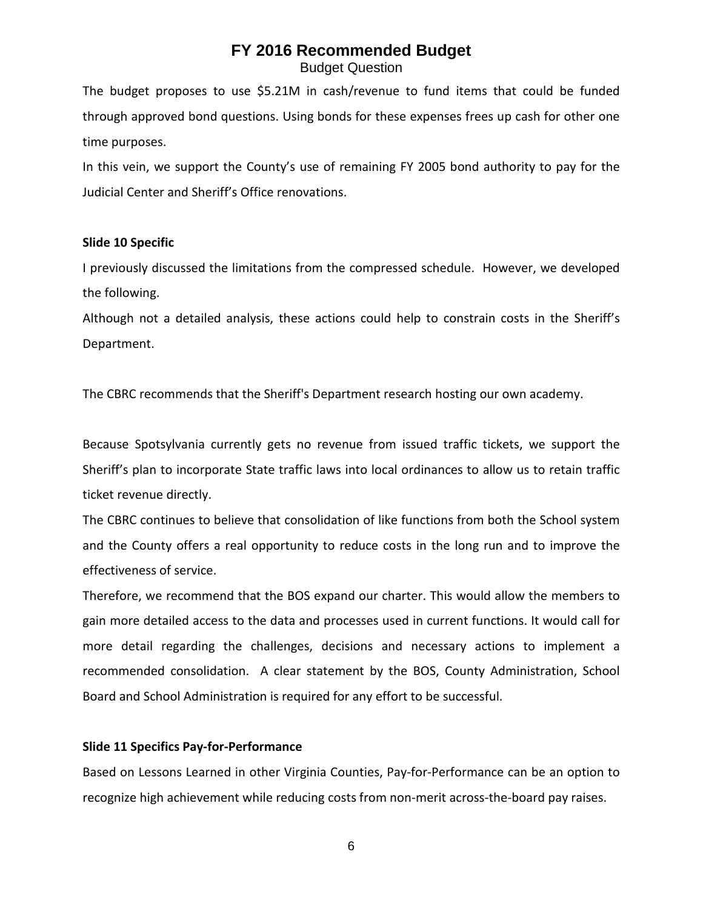The budget proposes to use $5.21M in cash/revenue to fund items that could be funded through approved bond questions. Using bonds for these expenses frees up cash for other one time purposes.

In this vein, we support the County's use of remaining FY 2005 bond authority to pay for the Judicial Center and Sheriff's Office renovations.

**Slide 10 Specific**

I previously discussed the limitations from the compressed schedule. However, we developed the following.

Although not a detailed analysis, these actions could help to constrain costs in the Sheriff's Department.

The CBRC recommends that the Sheriff's Department research hosting our own academy.

Because Spotsylvania currently gets no revenue from issued traffic tickets, we support the Sheriff's plan to incorporate State traffic laws into local ordinances to allow us to retain traffic ticket revenue directly.

The CBRC continues to believe that consolidation of like functions from both the School system and the County offers a real opportunity to reduce costs in the long run and to improve the effectiveness of service.

Therefore, we recommend that the BOS expand our charter. This would allow the members to gain more detailed access to the data and processes used in current functions. It would call for more detail regarding the challenges, decisions and necessary actions to implement a recommended consolidation. A clear statement by the BOS, County Administration, School Board and School Administration is required for any effort to be successful.

**Slide 11 Specifics Pay-for-Performance**

Based on Lessons Learned in other Virginia Counties, Pay-for-Performance can be an option to recognize high achievement while reducing costs from non-merit across-the-board pay raises.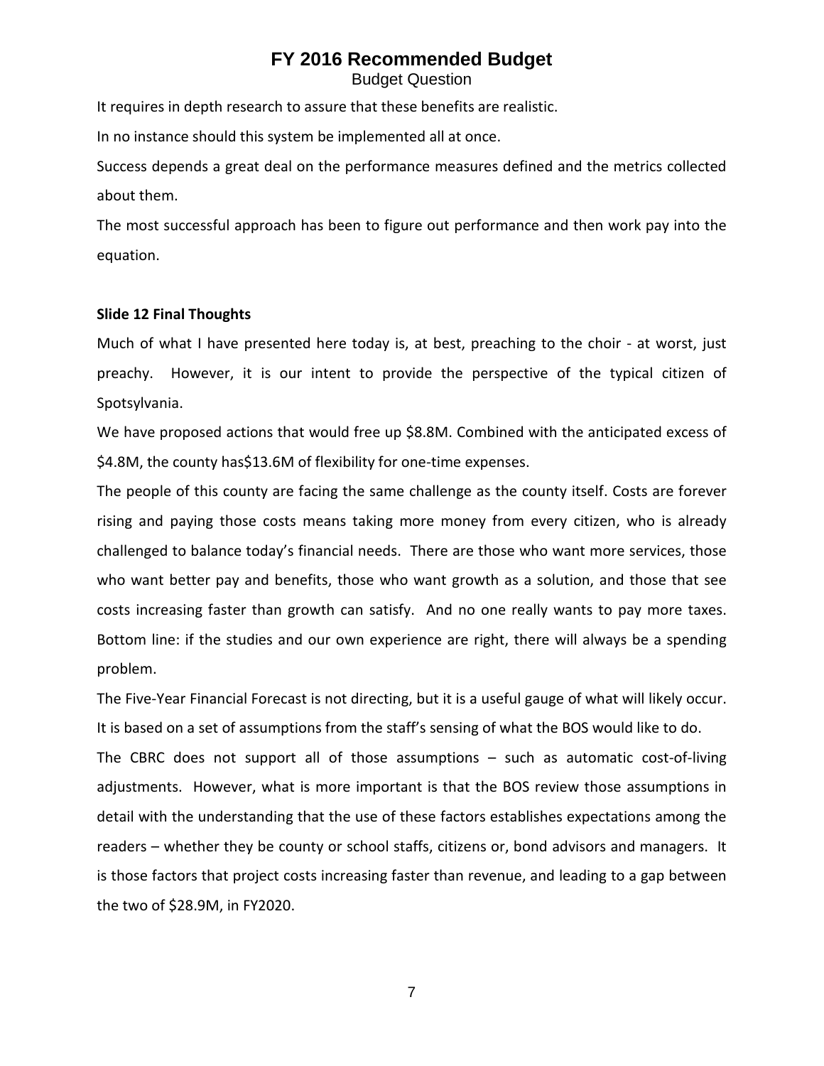It requires in depth research to assure that these benefits are realistic.

In no instance should this system be implemented all at once.

Success depends a great deal on the performance measures defined and the metrics collected about them.

The most successful approach has been to figure out performance and then work pay into the equation.

**Slide 12 Final Thoughts**

Much of what I have presented here today is, at best, preaching to the choir - at worst, just preachy. However, it is our intent to provide the perspective of the typical citizen of Spotsylvania.

We have proposed actions that would free up $8.8M. Combined with the anticipated excess of $4.8M, the county has$13.6M of flexibility for one-time expenses.

The people of this county are facing the same challenge as the county itself. Costs are forever rising and paying those costs means taking more money from every citizen, who is already challenged to balance today's financial needs. There are those who want more services, those who want better pay and benefits, those who want growth as a solution, and those that see costs increasing faster than growth can satisfy. And no one really wants to pay more taxes. Bottom line: if the studies and our own experience are right, there will always be a spending problem.

The Five-Year Financial Forecast is not directing, but it is a useful gauge of what will likely occur. It is based on a set of assumptions from the staff's sensing of what the BOS would like to do.

The CBRC does not support all of those assumptions – such as automatic cost-of-living adjustments. However, what is more important is that the BOS review those assumptions in detail with the understanding that the use of these factors establishes expectations among the readers – whether they be county or school staffs, citizens or, bond advisors and managers. It is those factors that project costs increasing faster than revenue, and leading to a gap between the two of $28.9M, in FY2020.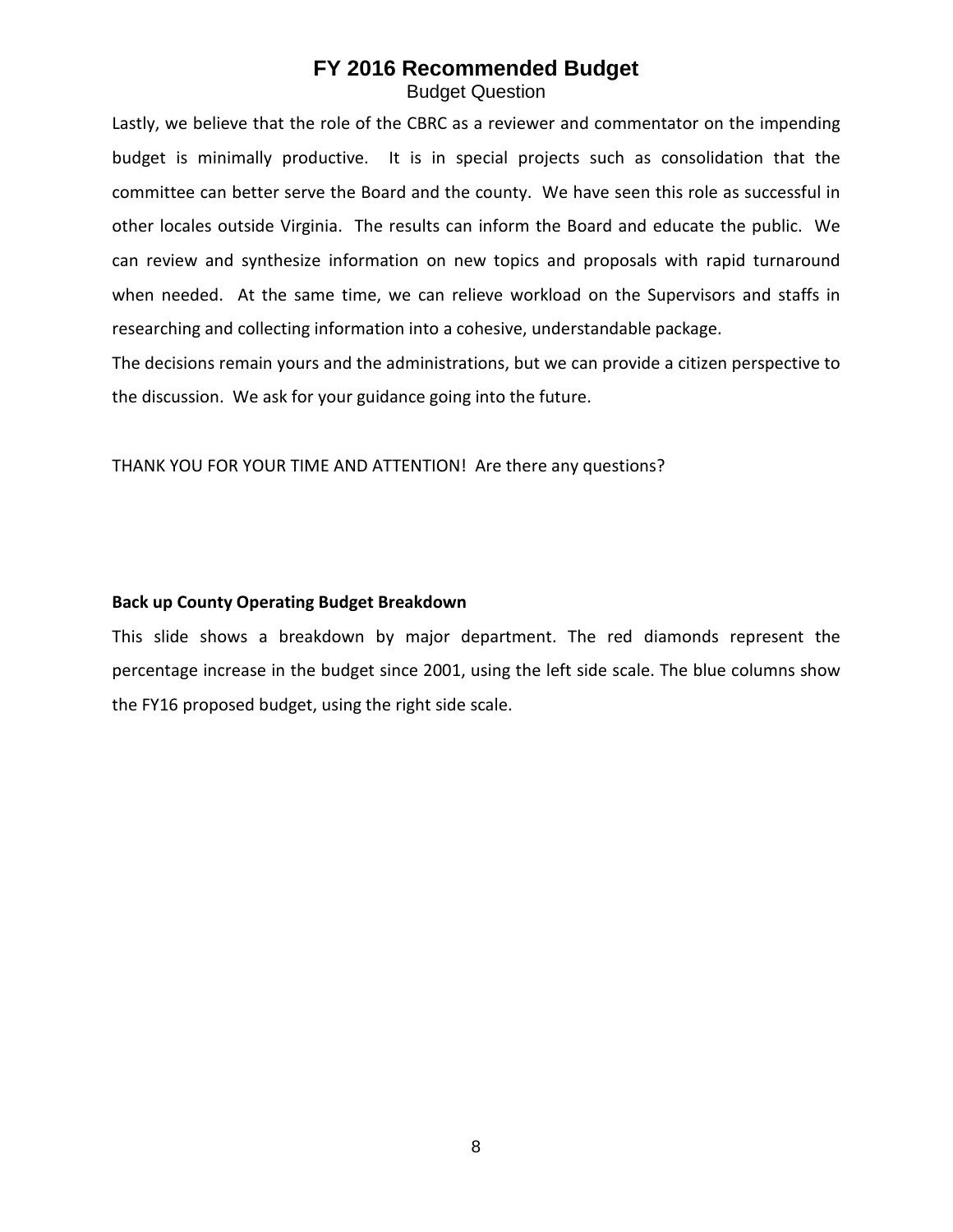Lastly, we believe that the role of the CBRC as a reviewer and commentator on the impending budget is minimally productive. It is in special projects such as consolidation that the committee can better serve the Board and the county. We have seen this role as successful in other locales outside Virginia. The results can inform the Board and educate the public. We can review and synthesize information on new topics and proposals with rapid turnaround when needed. At the same time, we can relieve workload on the Supervisors and staffs in researching and collecting information into a cohesive, understandable package.

The decisions remain yours and the administrations, but we can provide a citizen perspective to the discussion. We ask for your guidance going into the future.

THANK YOU FOR YOUR TIME AND ATTENTION! Are there any questions?

**Back up County Operating Budget Breakdown**

This slide shows a breakdown by major department. The red diamonds represent the percentage increase in the budget since 2001, using the left side scale. The blue columns show the FY16 proposed budget, using the right side scale.